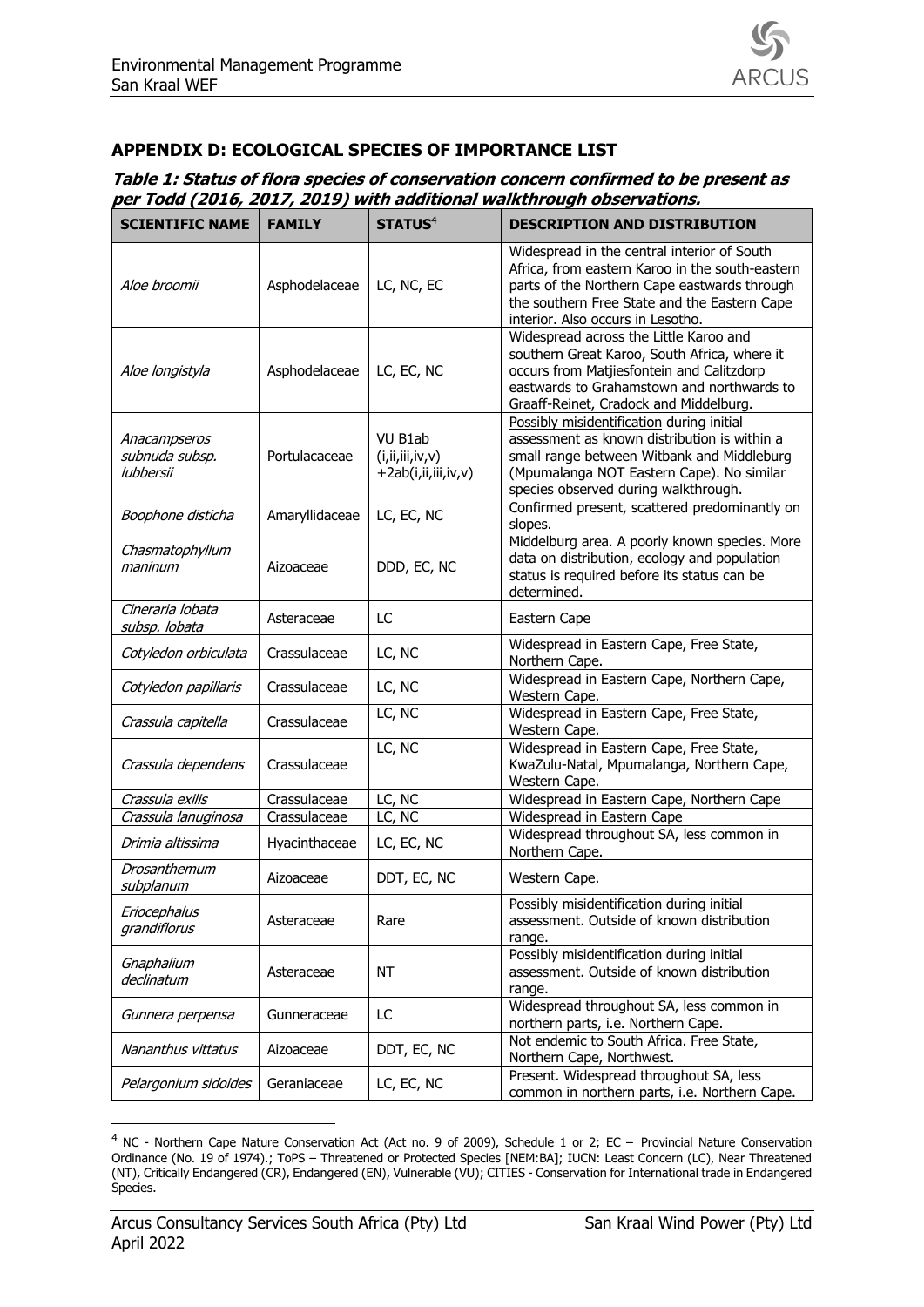## APPENDIX D: ECOLOGICAL SPECIES OF IMPORTANCE LIST

***Table 1: Status of flora species of conservation concern confirmed to be present as per Todd (2016, 2017, 2019) with additional walkthrough observations.***

| SCIENTIFIC NAME | FAMILY | STATUS[4] | DESCRIPTION AND DISTRIBUTION |
|---|---|---|---|
| *Aloe broomii* | Asphodelaceae | LC, NC, EC | Widespread in the central interior of South Africa, from eastern Karoo in the south-eastern parts of the Northern Cape eastwards through the southern Free State and the Eastern Cape interior. Also occurs in Lesotho. |
| *Aloe longistyla* | Asphodelaceae | LC, EC, NC | Widespread across the Little Karoo and southern Great Karoo, South Africa, where it occurs from Matjiesfontein and Calitzdorp eastwards to Grahamstown and northwards to Graaff-Reinet, Cradock and Middelburg. |
| *Anacampseros subnuda subsp. lubbersii* | Portulacaceae | VU B1ab (i,ii,iii,iv,v) +2ab(i,ii,iii,iv,v) | Possibly misidentification during initial assessment as known distribution is within a small range between Witbank and Middleburg (Mpumalanga NOT Eastern Cape). No similar species observed during walkthrough. |
| *Boophone disticha* | Amaryllidaceae | LC, EC, NC | Confirmed present, scattered predominantly on slopes. |
| *Chasmatophyllum maninum* | Aizoaceae | DDD, EC, NC | Middelburg area. A poorly known species. More data on distribution, ecology and population status is required before its status can be determined. |
| *Cineraria lobata subsp. lobata* | Asteraceae | LC | Eastern Cape |
| *Cotyledon orbiculata* | Crassulaceae | LC, NC | Widespread in Eastern Cape, Free State, Northern Cape. |
| *Cotyledon papillaris* | Crassulaceae | LC, NC | Widespread in Eastern Cape, Northern Cape, Western Cape. |
| *Crassula capitella* | Crassulaceae | LC, NC | Widespread in Eastern Cape, Free State, Western Cape. |
| *Crassula dependens* | Crassulaceae | LC, NC | Widespread in Eastern Cape, Free State, KwaZulu-Natal, Mpumalanga, Northern Cape, Western Cape. |
| *Crassula exilis* | Crassulaceae | LC, NC | Widespread in Eastern Cape, Northern Cape |
| *Crassula lanuginosa* | Crassulaceae | LC, NC | Widespread in Eastern Cape |
| *Drimia altissima* | Hyacinthaceae | LC, EC, NC | Widespread throughout SA, less common in Northern Cape. |
| *Drosanthemum subplanum* | Aizoaceae | DDT, EC, NC | Western Cape. |
| *Eriocephalus grandiflorus* | Asteraceae | Rare | Possibly misidentification during initial assessment. Outside of known distribution range. |
| *Gnaphalium declinatum* | Asteraceae | NT | Possibly misidentification during initial assessment. Outside of known distribution range. |
| *Gunnera perpensa* | Gunneraceae | LC | Widespread throughout SA, less common in northern parts, i.e. Northern Cape. |
| *Nananthus vittatus* | Aizoaceae | DDT, EC, NC | Not endemic to South Africa. Free State, Northern Cape, Northwest. |
| *Pelargonium sidoides* | Geraniaceae | LC, EC, NC | Present. Widespread throughout SA, less common in northern parts, i.e. Northern Cape. |

[4] NC - Northern Cape Nature Conservation Act (Act no. 9 of 2009), Schedule 1 or 2; EC – Provincial Nature Conservation Ordinance (No. 19 of 1974).; ToPS – Threatened or Protected Species [NEM:BA]; IUCN: Least Concern (LC), Near Threatened (NT), Critically Endangered (CR), Endangered (EN), Vulnerable (VU); CITIES - Conservation for International trade in Endangered Species.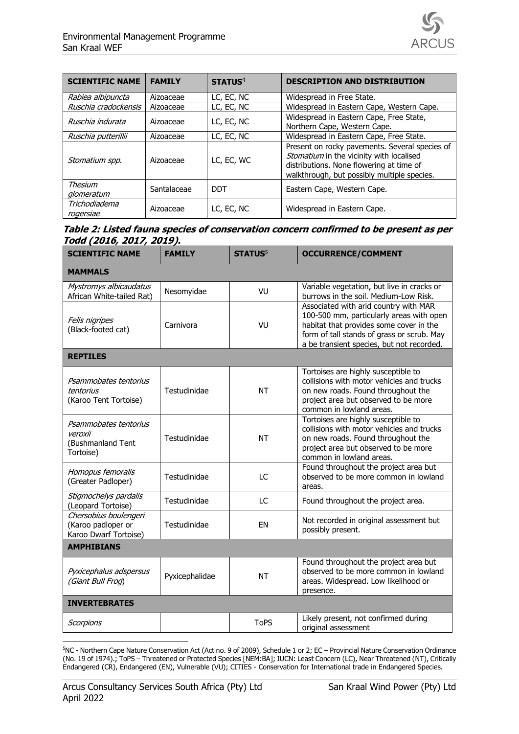| SCIENTIFIC NAME | FAMILY | STATUS[4] | DESCRIPTION AND DISTRIBUTION |
|---|---|---|---|
| *Rabiea albipuncta* | Aizoaceae | LC, EC, NC | Widespread in Free State. |
| *Ruschia cradockensis* | Aizoaceae | LC, EC, NC | Widespread in Eastern Cape, Western Cape. |
| *Ruschia indurata* | Aizoaceae | LC, EC, NC | Widespread in Eastern Cape, Free State, Northern Cape, Western Cape. |
| *Ruschia putterillii* | Aizoaceae | LC, EC, NC | Widespread in Eastern Cape, Free State. |
| *Stomatium spp.* | Aizoaceae | LC, EC, WC | Present on rocky pavements. Several species of *Stomatium* in the vicinity with localised distributions. None flowering at time of walkthrough, but possibly multiple species. |
| *Thesium glomeratum* | Santalaceae | DDT | Eastern Cape, Western Cape. |
| *Trichodiadema rogersiae* | Aizoaceae | LC, EC, NC | Widespread in Eastern Cape. |

**Table 2: Listed fauna species of conservation concern confirmed to be present as per Todd (2016, 2017, 2019).**

| SCIENTIFIC NAME | FAMILY | STATUS[5] | OCCURRENCE/COMMENT |
|---|---|---|---|
| **MAMMALS** | | | |
| *Mystromys albicaudatus* African White-tailed Rat) | Nesomyidae | VU | Variable vegetation, but live in cracks or burrows in the soil. Medium-Low Risk. |
| *Felis nigripes* (Black-footed cat) | Carnivora | VU | Associated with arid country with MAR 100-500 mm, particularly areas with open habitat that provides some cover in the form of tall stands of grass or scrub. May a be transient species, but not recorded. |
| **REPTILES** | | | |
| *Psammobates tentorius tentorius* (Karoo Tent Tortoise) | Testudinidae | NT | Tortoises are highly susceptible to collisions with motor vehicles and trucks on new roads. Found throughout the project area but observed to be more common in lowland areas. |
| *Psammobates tentorius veroxii* (Bushmanland Tent Tortoise) | Testudinidae | NT | Tortoises are highly susceptible to collisions with motor vehicles and trucks on new roads. Found throughout the project area but observed to be more common in lowland areas. |
| *Homopus femoralis* (Greater Padloper) | Testudinidae | LC | Found throughout the project area but observed to be more common in lowland areas. |
| *Stigmochelys pardalis* (Leopard Tortoise) | Testudinidae | LC | Found throughout the project area. |
| *Chersobius boulengeri* (Karoo padloper or Karoo Dwarf Tortoise) | Testudinidae | EN | Not recorded in original assessment but possibly present. |
| **AMPHIBIANS** | | | |
| *Pyxicephalus adspersus (Giant Bull Frog*) | Pyxicephalidae | NT | Found throughout the project area but observed to be more common in lowland areas. Widespread. Low likelihood or presence. |
| **INVERTEBRATES** | | | |
| *Scorpions* | | ToPS | Likely present, not confirmed during original assessment |

[5]NC - Northern Cape Nature Conservation Act (Act no. 9 of 2009), Schedule 1 or 2; EC – Provincial Nature Conservation Ordinance (No. 19 of 1974).; ToPS – Threatened or Protected Species [NEM:BA]; IUCN: Least Concern (LC), Near Threatened (NT), Critically Endangered (CR), Endangered (EN), Vulnerable (VU); CITIES - Conservation for International trade in Endangered Species.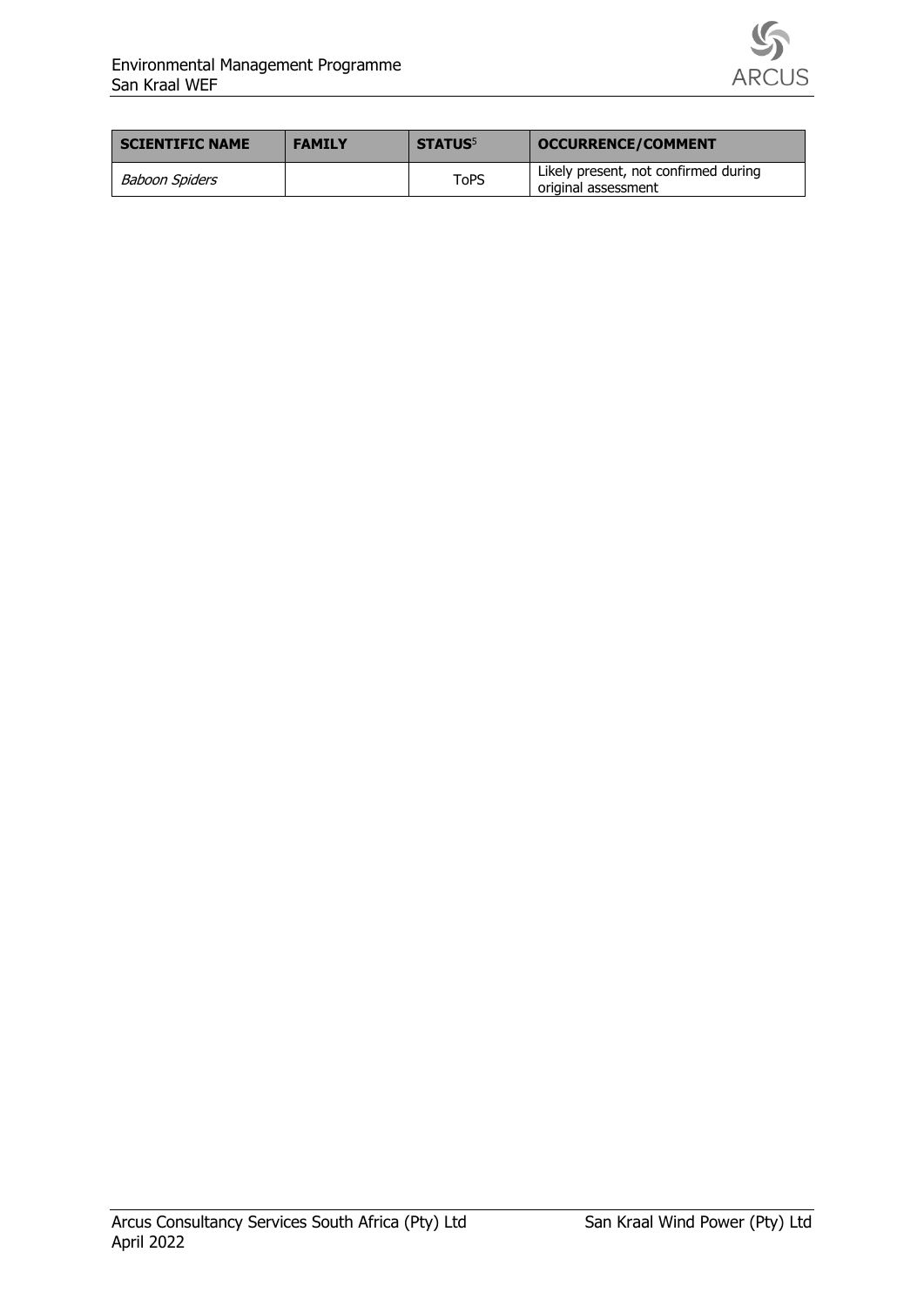| SCIENTIFIC NAME | FAMILY | STATUS[5] | OCCURRENCE/COMMENT |
| --- | --- | --- | --- |
| *Baboon Spiders* | | ToPS | Likely present, not confirmed during original assessment |